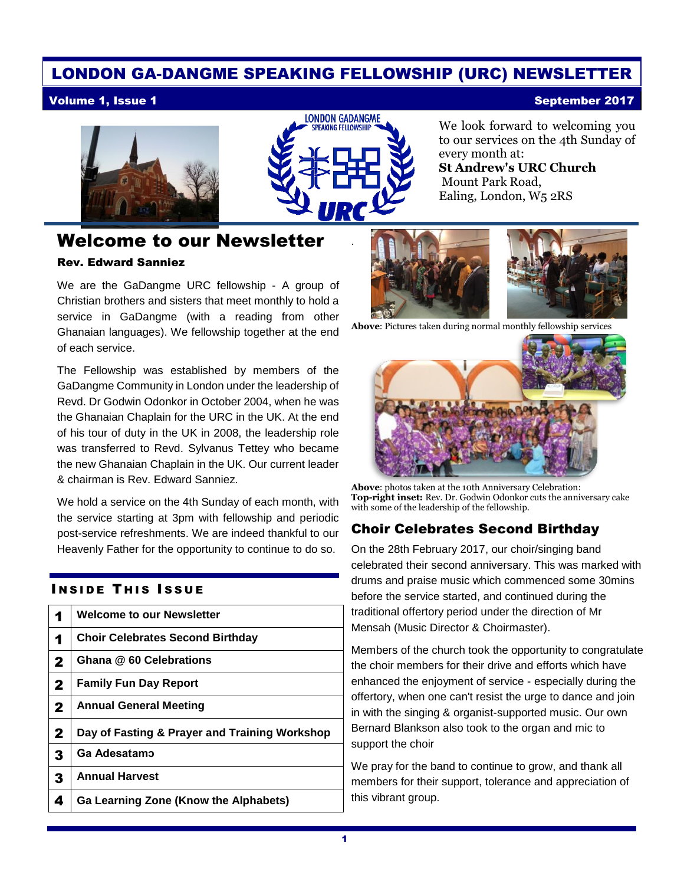# LONDON GA-DANGME SPEAKING FELLOWSHIP (URC) NEWSLETTER

**Volume 1, Issue 1** **September 2017**

We look forward to welcoming you to our services on the 4th Sunday of every month at:
**St Andrew's URC Church**
Mount Park Road,
Ealing, London, W5 2RS

## Welcome to our Newsletter

**Rev. Edward Sanniez**

We are the GaDangme URC fellowship - A group of Christian brothers and sisters that meet monthly to hold a service in GaDangme (with a reading from other Ghanaian languages). We fellowship together at the end of each service.

The Fellowship was established by members of the GaDangme Community in London under the leadership of Revd. Dr Godwin Odonkor in October 2004, when he was the Ghanaian Chaplain for the URC in the UK. At the end of his tour of duty in the UK in 2008, the leadership role was transferred to Revd. Sylvanus Tettey who became the new Ghanaian Chaplain in the UK. Our current leader & chairman is Rev. Edward Sanniez.

We hold a service on the 4th Sunday of each month, with the service starting at 3pm with fellowship and periodic post-service refreshments. We are indeed thankful to our Heavenly Father for the opportunity to continue to do so.

### Inside This Issue

| | |
|---|---|
| 1 | Welcome to our Newsletter |
| 1 | Choir Celebrates Second Birthday |
| 2 | Ghana @ 60 Celebrations |
| 2 | Family Fun Day Report |
| 2 | Annual General Meeting |
| 2 | Day of Fasting & Prayer and Training Workshop |
| 3 | Ga Adesatamɔ |
| 3 | Annual Harvest |
| 4 | Ga Learning Zone (Know the Alphabets) |

**Above**: Pictures taken during normal monthly fellowship services

**Above**: photos taken at the 10th Anniversary Celebration:
**Top-right inset:** Rev. Dr. Godwin Odonkor cuts the anniversary cake with some of the leadership of the fellowship.

## Choir Celebrates Second Birthday

On the 28th February 2017, our choir/singing band celebrated their second anniversary. This was marked with drums and praise music which commenced some 30mins before the service started, and continued during the traditional offertory period under the direction of Mr Mensah (Music Director & Choirmaster).

Members of the church took the opportunity to congratulate the choir members for their drive and efforts which have enhanced the enjoyment of service - especially during the offertory, when one can't resist the urge to dance and join in with the singing & organist-supported music. Our own Bernard Blankson also took to the organ and mic to support the choir

We pray for the band to continue to grow, and thank all members for their support, tolerance and appreciation of this vibrant group.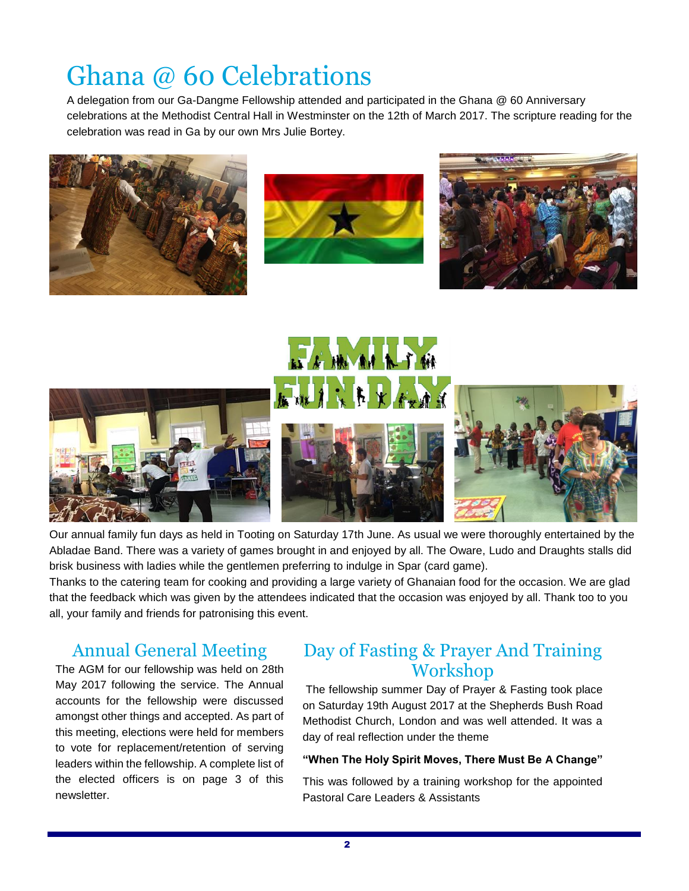# Ghana @ 60 Celebrations

A delegation from our Ga-Dangme Fellowship attended and participated in the Ghana @ 60 Anniversary celebrations at the Methodist Central Hall in Westminster on the 12th of March 2017. The scripture reading for the celebration was read in Ga by our own Mrs Julie Bortey.

# FAMILY FUN DAY

Our annual family fun days as held in Tooting on Saturday 17th June. As usual we were thoroughly entertained by the Abladae Band. There was a variety of games brought in and enjoyed by all. The Oware, Ludo and Draughts stalls did brisk business with ladies while the gentlemen preferring to indulge in Spar (card game).

Thanks to the catering team for cooking and providing a large variety of Ghanaian food for the occasion. We are glad that the feedback which was given by the attendees indicated that the occasion was enjoyed by all. Thank too to you all, your family and friends for patronising this event.

## Annual General Meeting

The AGM for our fellowship was held on 28th May 2017 following the service. The Annual accounts for the fellowship were discussed amongst other things and accepted. As part of this meeting, elections were held for members to vote for replacement/retention of serving leaders within the fellowship. A complete list of the elected officers is on page 3 of this newsletter.

## Day of Fasting & Prayer And Training Workshop

The fellowship summer Day of Prayer & Fasting took place on Saturday 19th August 2017 at the Shepherds Bush Road Methodist Church, London and was well attended. It was a day of real reflection under the theme

**"When The Holy Spirit Moves, There Must Be A Change"**

This was followed by a training workshop for the appointed Pastoral Care Leaders & Assistants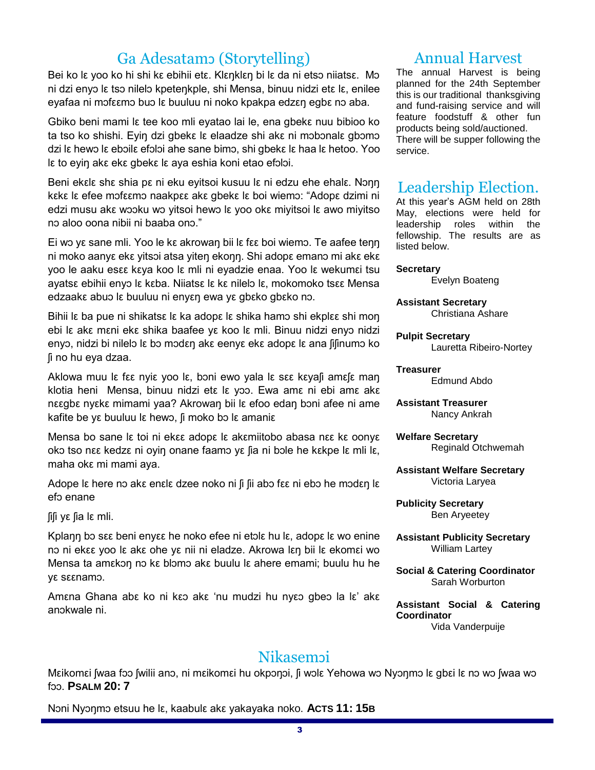## Ga Adesatamɔ (Storytelling)

Bei ko lɛ yoo ko hi shi kɛ ebihii etɛ. Klɛŋklɛŋ bi lɛ da ni etsɔ niiatsɛ. Mɔ ni dzi enyɔ lɛ tsɔ nilelɔ kpeteŋkple, shi Mensa, binuu nidzi etɛ lɛ, enilee eyafaa ni mɔfɛɛmɔ buɔ lɛ buuluu ni noko kpakpa edzɛŋ egbɛ nɔ aba.

Gbiko beni mami lɛ tee koo mli eyatao lai le, ena gbekɛ nuu bibioo ko ta tso ko shishi. Eyiŋ dzi gbekɛ lɛ elaadze shi akɛ ni mɔbɔnalɛ gbɔmɔ dzi lɛ hewɔ lɛ ebɔilɛ efɔlɔi ahe sane bimɔ, shi gbekɛ lɛ haa lɛ hetoo. Yoo lɛ to eyiŋ akɛ ekɛ gbekɛ lɛ aya eshia koni etao efɔlɔi.

Beni ekɛlɛ shɛ shia pɛ ni eku eyitsoi kusuu lɛ ni edzu ehe ehalɛ. Nɔŋŋ kɛkɛ lɛ efee mɔfɛɛmɔ naakpɛɛ akɛ gbekɛ lɛ boi wiemɔ: "Adopɛ dzimi ni edzi musu akɛ wɔɔku wɔ yitsoi hewɔ lɛ yoo okɛ miyitsoi lɛ awo miyitso nɔ aloo oona nibii ni baaba onɔ."

Ei wɔ yɛ sane mli. Yoo le kɛ akrowaŋ bii lɛ fɛɛ boi wiemɔ. Te aafee teŋŋ ni moko aanyɛ ekɛ yitsɔi atsa yiteŋ ekoŋŋ. Shi adopɛ emanɔ mi akɛ ekɛ yoo le aaku esɛɛ kɛya koo lɛ mli ni eyadzie enaa. Yoo lɛ wekumɛi tsu ayatsɛ ebihii enyɔ lɛ kɛba. Niiatsɛ lɛ kɛ nilelɔ lɛ, mokomoko tsɛɛ Mensa edzaakɛ abuɔ lɛ buuluu ni enyɛŋ ewa yɛ gbɛko gbɛko nɔ.

Bihii lɛ ba pue ni shikatsɛ lɛ ka adopɛ lɛ shika hamɔ shi ekplɛɛ shi moŋ ebi lɛ akɛ mɛni ekɛ shika baafee yɛ koo lɛ mli. Binuu nidzi enyɔ nidzi enyɔ, nidzi bi nilelɔ lɛ bɔ mɔdɛŋ akɛ eenyɛ ekɛ adopɛ lɛ ana ʃiʃinumɔ ko ʃi no hu eya dzaa.

Aklowa muu lɛ fɛɛ nyiɛ yoo lɛ, bɔni ewo yala lɛ sɛɛ kɛyaʃi amɛʃɛ maŋ klotia heni Mensa, binuu nidzi etɛ lɛ yɔɔ. Ewa amɛ ni ebi amɛ akɛ nɛɛgbɛ nyɛkɛ mimami yaa? Akrowaŋ bii lɛ efoo edaŋ bɔni afee ni ame kafite be yɛ buuluu lɛ hewɔ, ʃi moko bɔ lɛ amaniɛ

Mensa bo sane lɛ toi ni ekɛɛ adopɛ lɛ akɛmiitobo abasa nɛɛ kɛ oonyɛ okɔ tso nɛɛ kedzɛ ni oyiŋ onane faamɔ yɛ ʃia ni bɔle he kɛkpe lɛ mli lɛ, maha okɛ mi mami aya.

Adope lɛ here nɔ akɛ enɛlɛ dzee noko ni ʃi ʃii abɔ fɛɛ ni ebɔ he mɔdɛŋ lɛ efɔ enane

ʃiʃi yɛ ʃia lɛ mli.

Kplaŋŋ bɔ sɛɛ beni enyɛɛ he noko efee ni etɔlɛ hu lɛ, adopɛ lɛ wo enine nɔ ni ekɛɛ yoo lɛ akɛ ohe yɛ nii ni eladze. Akrowa lɛŋ bii lɛ ekomɛi wo Mensa ta amɛkoŋ nɔ kɛ blɔmɔ akɛ buulu lɛ ahere emami; buulu hu he yɛ sɛɛnamɔ.

Amɛna Ghana abɛ ko ni kɛɔ akɛ 'nu mudzi hu nyɛɔ gbeɔ la lɛ' akɛ anɔkwale ni.

## Annual Harvest

The annual Harvest is being planned for the 24th September this is our traditional thanksgiving and fund-raising service and will feature foodstuff & other fun products being sold/auctioned. There will be supper following the service.

## Leadership Election.

At this year's AGM held on 28th May, elections were held for leadership roles within the fellowship. The results are as listed below.

**Secretary**
Evelyn Boateng

**Assistant Secretary**
Christiana Ashare

**Pulpit Secretary**
Lauretta Ribeiro-Nortey

**Treasurer**
Edmund Abdo

**Assistant Treasurer**
Nancy Ankrah

**Welfare Secretary**
Reginald Otchwemah

**Assistant Welfare Secretary**
Victoria Laryea

**Publicity Secretary**
Ben Aryeetey

**Assistant Publicity Secretary**
William Lartey

**Social & Catering Coordinator**
Sarah Worburton

**Assistant Social & Catering Coordinator**
Vida Vanderpuije

## Nikasemɔi

Mɛikomɛi ʃwaa fɔɔ ʃwilii anɔ, ni mɛikomɛi hu okpɔŋɔi, ʃi wɔlɛ Yehowa wɔ Nyɔŋmɔ lɛ gbɛi lɛ nɔ wɔ ʃwaa wɔ fɔɔ. **PSALM 20: 7**

Nɔni Nyɔŋmɔ etsuu he lɛ, kaabulɛ akɛ yakayaka noko. **ACTS 11: 15B**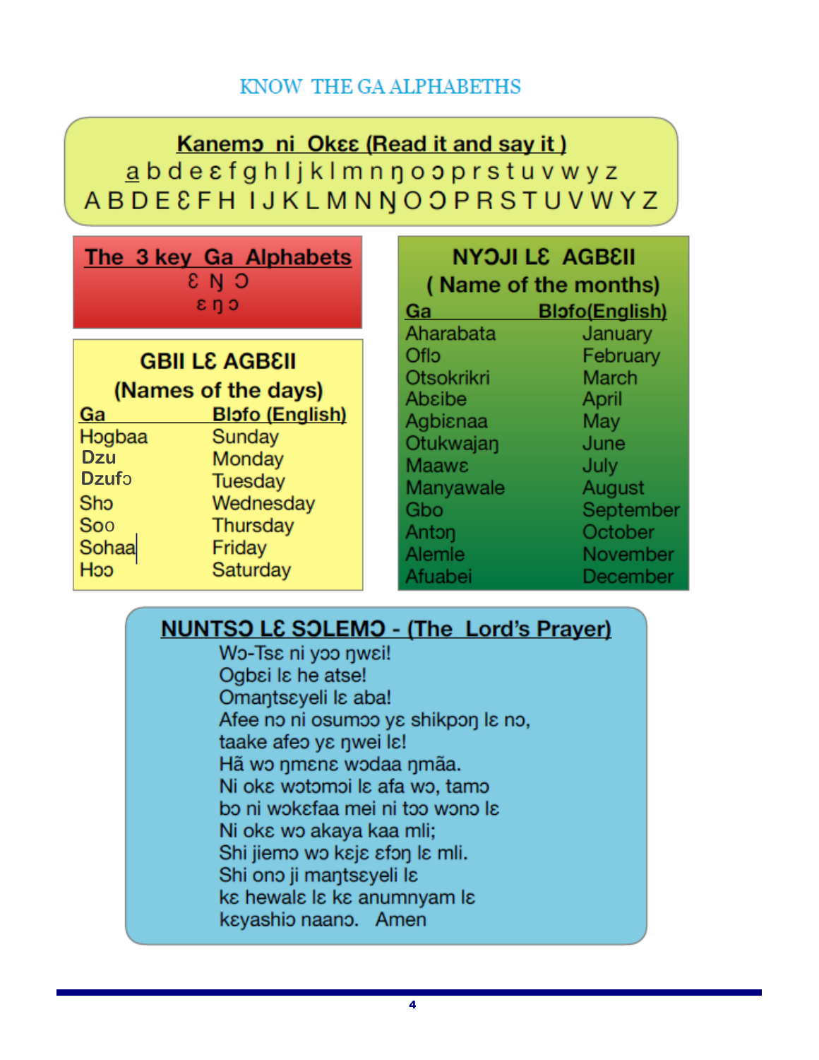# KNOW THE GA ALPHABETHS

**Kanemɔ ni Okɛɛ (Read it and say it )**

a b d e ɛ f g h l j k l m n ŋ o ɔ p r s t u v w y z

A B D E Ɛ F H I J K L M N Ŋ O Ɔ P R S T U V W Y Z

**The 3 key Ga Alphabets**

Ɛ Ŋ Ɔ

ɛ ŋ ɔ

## GBII LƐ AGBƐII
## (Names of the days)

| Ga | Blɔfo (English) |
|---|---|
| Hɔgbaa | Sunday |
| Dzu | Monday |
| Dzufɔ | Tuesday |
| Shɔ | Wednesday |
| Soo | Thursday |
| Sohaa | Friday |
| Hɔɔ | Saturday |

## NYƆJI LƐ AGBƐII
## ( Name of the months)

| Ga | Blɔfo(English) |
|---|---|
| Aharabata | January |
| Oflɔ | February |
| Otsokrikri | March |
| Abɛibe | April |
| Agbiɛnaa | May |
| Otukwajaŋ | June |
| Maawɛ | July |
| Manyawale | August |
| Gbo | September |
| Antɔŋ | October |
| Alemle | November |
| Afuabei | December |

## NUNTSƆ LƐ SƆLEMƆ - (The Lord's Prayer)

Wɔ-Tsɛ ni yɔɔ ŋwei!
Ogbɛi lɛ he atse!
Omaŋtsɛyeli lɛ aba!
Afee nɔ ni osumɔɔ yɛ shikpɔŋ lɛ nɔ,
taake afeɔ yɛ ŋwei lɛ!
Hã wɔ ŋmɛnɛ wɔdaa ŋmãa.
Ni okɛ wɔtɔmɔi lɛ afa wɔ, tamɔ
bɔ ni wɔkɛfaa mei ni tɔɔ wɔnɔ lɛ
Ni okɛ wɔ akaya kaa mli;
Shi jiemɔ wɔ kɛjɛ ɛfɔŋ lɛ mli.
Shi onɔ ji maŋtsɛyeli lɛ
kɛ hewalɛ lɛ kɛ anumnyam lɛ
kɛyashiɔ naanɔ. Amen